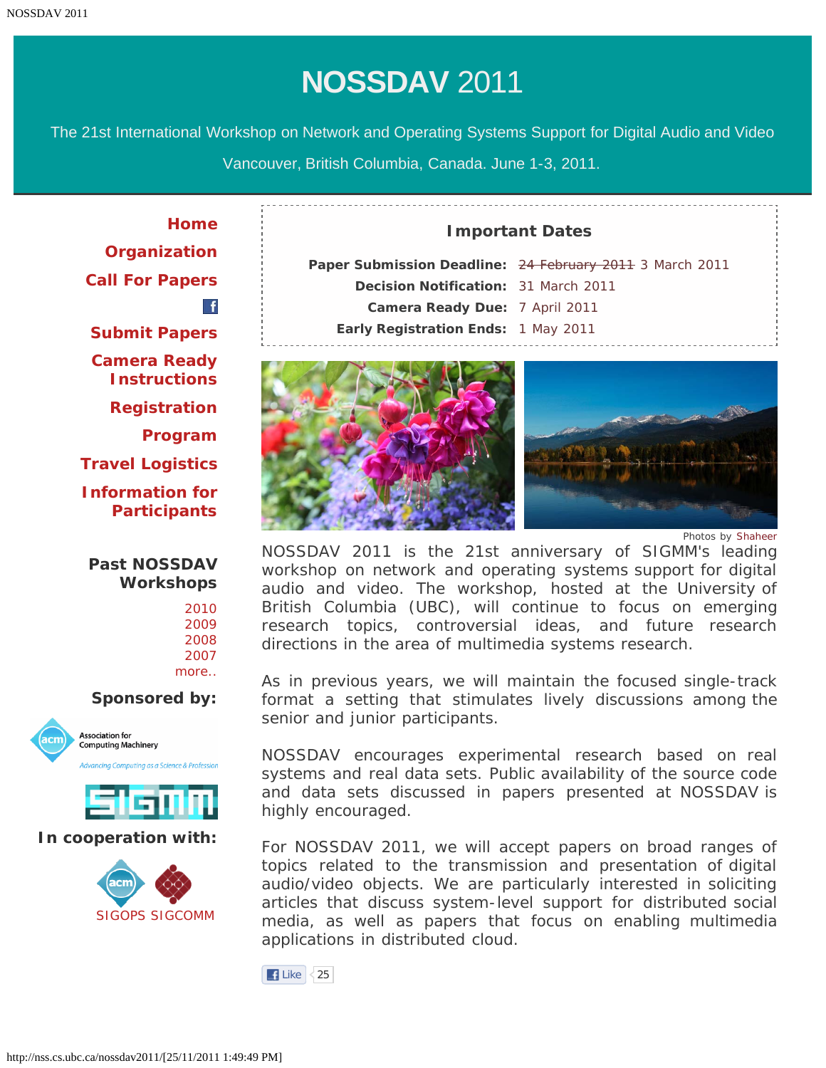# NOSSDAV 2011

The 21st International Workshop on Network and Operating Systems Support for Digital Audio and Video

Vancouver, British Columbia, Canada. June 1-3, 2011.

- Home
- Organization
- Call For Papers
- Submit Papers
- Camera Ready Instructions
- Registration
- Program
- Travel Logistics
- Information for Participants

**Past NOSSDAV Workshops**

- 2010
- 2009
- 2008
- 2007
- more..

**Sponsored by:**

Association for Computing Machinery — Advancing Computing as a Science & Profession

SIGMM

**In cooperation with:**

SIGOPS SIGCOMM

## Important Dates

| | |
|---|---|
| **Paper Submission Deadline:** | ~~24 February 2011~~ 3 March 2011 |
| **Decision Notification:** | 31 March 2011 |
| **Camera Ready Due:** | 7 April 2011 |
| **Early Registration Ends:** | 1 May 2011 |

Photos by Shaheer

NOSSDAV 2011 is the 21st anniversary of SIGMM's leading workshop on network and operating systems support for digital audio and video. The workshop, hosted at the University of British Columbia (UBC), will continue to focus on emerging research topics, controversial ideas, and future research directions in the area of multimedia systems research.

As in previous years, we will maintain the focused single-track format a setting that stimulates lively discussions among the senior and junior participants.

NOSSDAV encourages experimental research based on real systems and real data sets. Public availability of the source code and data sets discussed in papers presented at NOSSDAV is highly encouraged.

For NOSSDAV 2011, we will accept papers on broad ranges of topics related to the transmission and presentation of digital audio/video objects. We are particularly interested in soliciting articles that discuss system-level support for distributed social media, as well as papers that focus on enabling multimedia applications in distributed cloud.

Like 25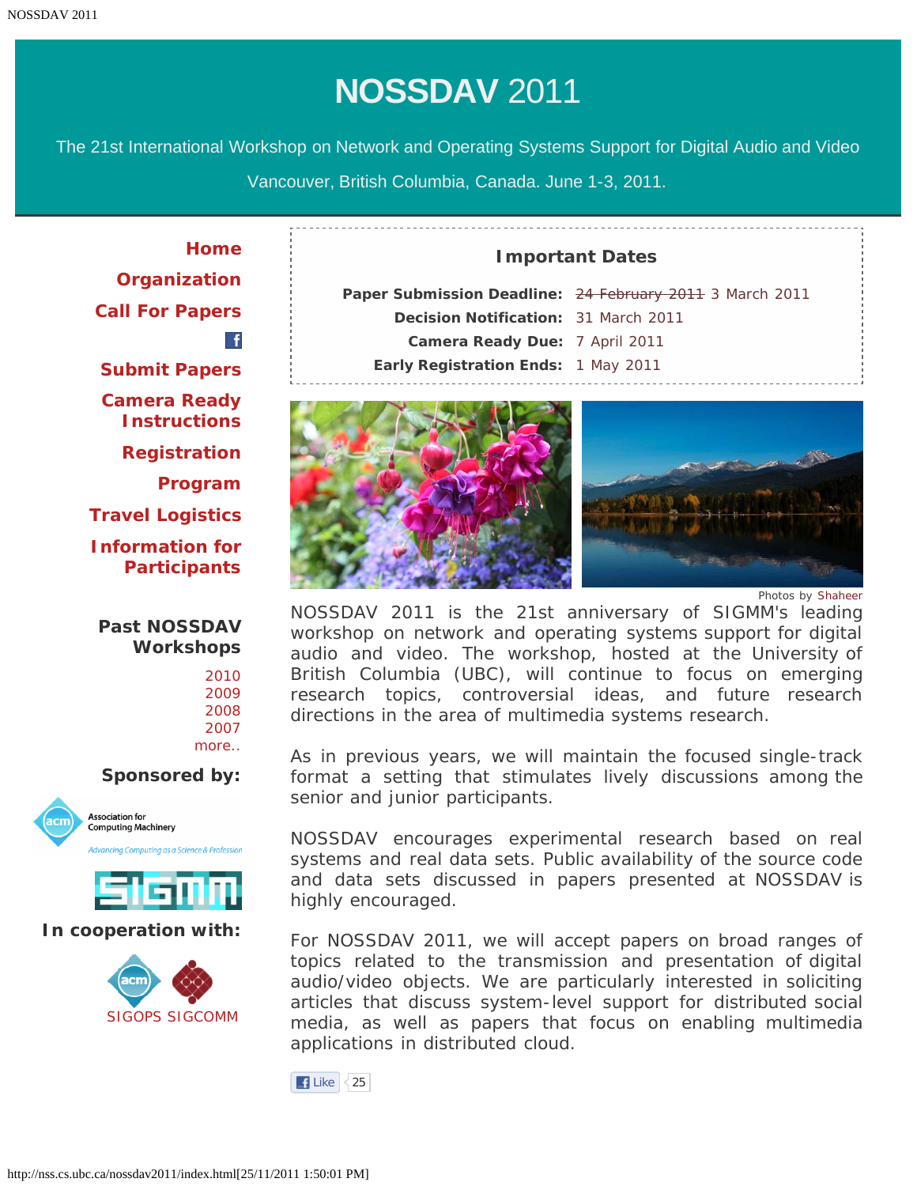# NOSSDAV 2011

The 21st International Workshop on Network and Operating Systems Support for Digital Audio and Video

Vancouver, British Columbia, Canada. June 1-3, 2011.

- Home
- Organization
- Call For Papers
- Submit Papers
- Camera Ready Instructions
- Registration
- Program
- Travel Logistics
- Information for Participants

**Past NOSSDAV Workshops**

- 2010
- 2009
- 2008
- 2007
- more..

**Sponsored by:**

Association for Computing Machinery — Advancing Computing as a Science & Profession

SIGMM

**In cooperation with:**

SIGOPS SIGCOMM

## Important Dates

| | |
|---|---|
| **Paper Submission Deadline:** | ~~24 February 2011~~ 3 March 2011 |
| **Decision Notification:** | 31 March 2011 |
| **Camera Ready Due:** | 7 April 2011 |
| **Early Registration Ends:** | 1 May 2011 |

Photos by Shaheer

NOSSDAV 2011 is the 21st anniversary of SIGMM's leading workshop on network and operating systems support for digital audio and video. The workshop, hosted at the University of British Columbia (UBC), will continue to focus on emerging research topics, controversial ideas, and future research directions in the area of multimedia systems research.

As in previous years, we will maintain the focused single-track format a setting that stimulates lively discussions among the senior and junior participants.

NOSSDAV encourages experimental research based on real systems and real data sets. Public availability of the source code and data sets discussed in papers presented at NOSSDAV is highly encouraged.

For NOSSDAV 2011, we will accept papers on broad ranges of topics related to the transmission and presentation of digital audio/video objects. We are particularly interested in soliciting articles that discuss system-level support for distributed social media, as well as papers that focus on enabling multimedia applications in distributed cloud.

Like 25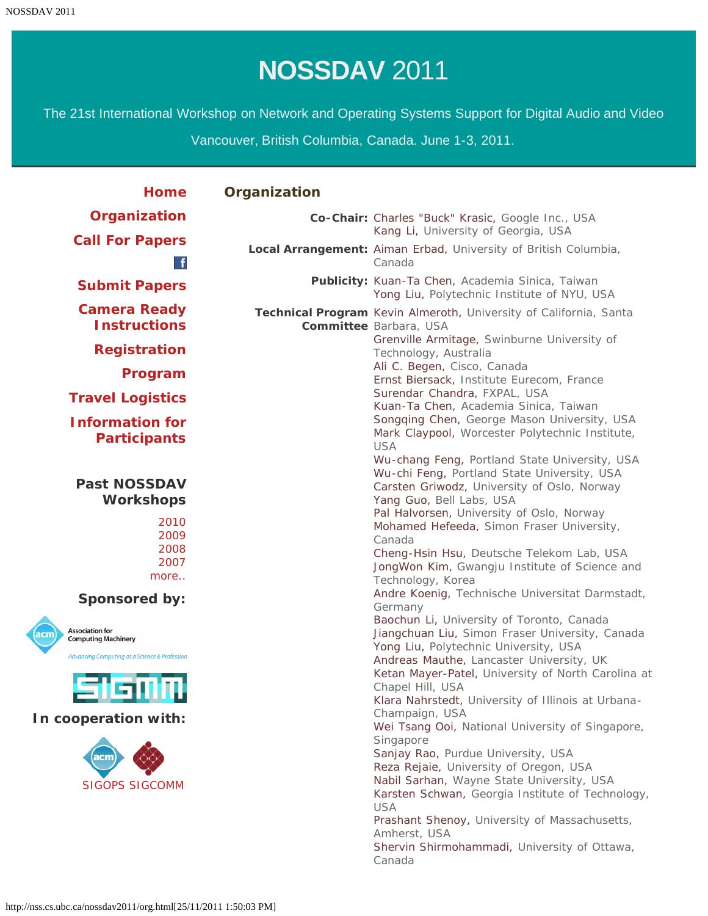# NOSSDAV 2011

The 21st International Workshop on Network and Operating Systems Support for Digital Audio and Video

Vancouver, British Columbia, Canada. June 1-3, 2011.

- Home
- Organization
- Call For Papers
- Submit Papers
- Camera Ready Instructions
- Registration
- Program
- Travel Logistics
- Information for Participants

**Past NOSSDAV Workshops**

- 2010
- 2009
- 2008
- 2007
- more..

**Sponsored by:**

**In cooperation with:**

SIGOPS SIGCOMM

## Organization

**Co-Chair:**
Charles "Buck" Krasic, Google Inc., USA
Kang Li, University of Georgia, USA

**Local Arrangement:**
Aiman Erbad, University of British Columbia, Canada

**Publicity:**
Kuan-Ta Chen, Academia Sinica, Taiwan
Yong Liu, Polytechnic Institute of NYU, USA

**Technical Program Committee**
Kevin Almeroth, University of California, Santa Barbara, USA
Grenville Armitage, Swinburne University of Technology, Australia
Ali C. Begen, Cisco, Canada
Ernst Biersack, Institute Eurecom, France
Surendar Chandra, FXPAL, USA
Kuan-Ta Chen, Academia Sinica, Taiwan
Songqing Chen, George Mason University, USA
Mark Claypool, Worcester Polytechnic Institute, USA
Wu-chang Feng, Portland State University, USA
Wu-chi Feng, Portland State University, USA
Carsten Griwodz, University of Oslo, Norway
Yang Guo, Bell Labs, USA
Pal Halvorsen, University of Oslo, Norway
Mohamed Hefeeda, Simon Fraser University, Canada
Cheng-Hsin Hsu, Deutsche Telekom Lab, USA
JongWon Kim, Gwangju Institute of Science and Technology, Korea
Andre Koenig, Technische Universitat Darmstadt, Germany
Baochun Li, University of Toronto, Canada
Jiangchuan Liu, Simon Fraser University, Canada
Yong Liu, Polytechnic University, USA
Andreas Mauthe, Lancaster University, UK
Ketan Mayer-Patel, University of North Carolina at Chapel Hill, USA
Klara Nahrstedt, University of Illinois at Urbana-Champaign, USA
Wei Tsang Ooi, National University of Singapore, Singapore
Sanjay Rao, Purdue University, USA
Reza Rejaie, University of Oregon, USA
Nabil Sarhan, Wayne State University, USA
Karsten Schwan, Georgia Institute of Technology, USA
Prashant Shenoy, University of Massachusetts, Amherst, USA
Shervin Shirmohammadi, University of Ottawa, Canada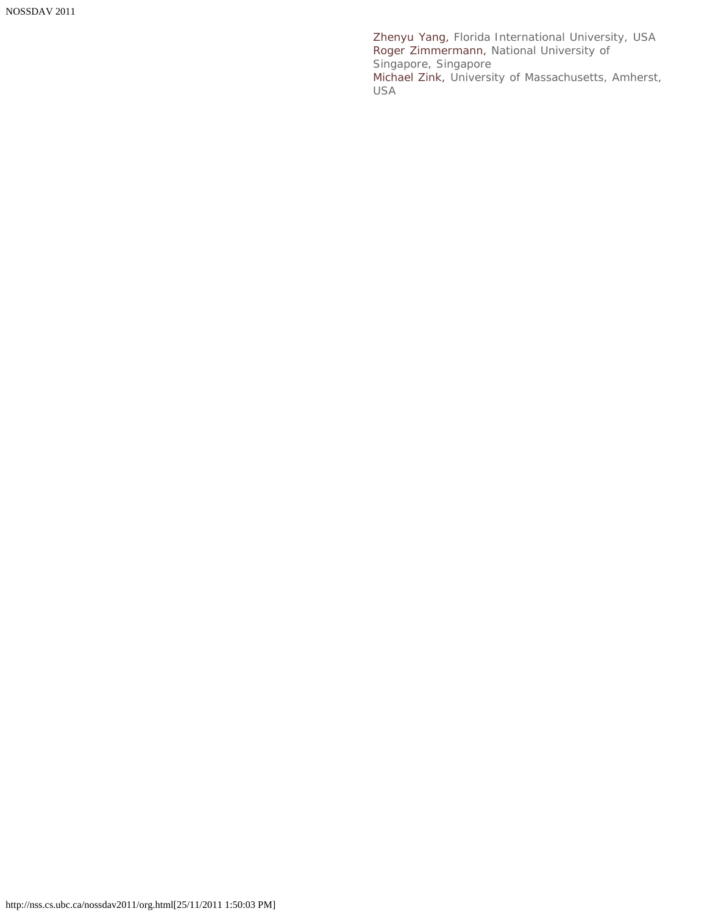Zhenyu Yang, Florida International University, USA
Roger Zimmermann, National University of Singapore, Singapore
Michael Zink, University of Massachusetts, Amherst, USA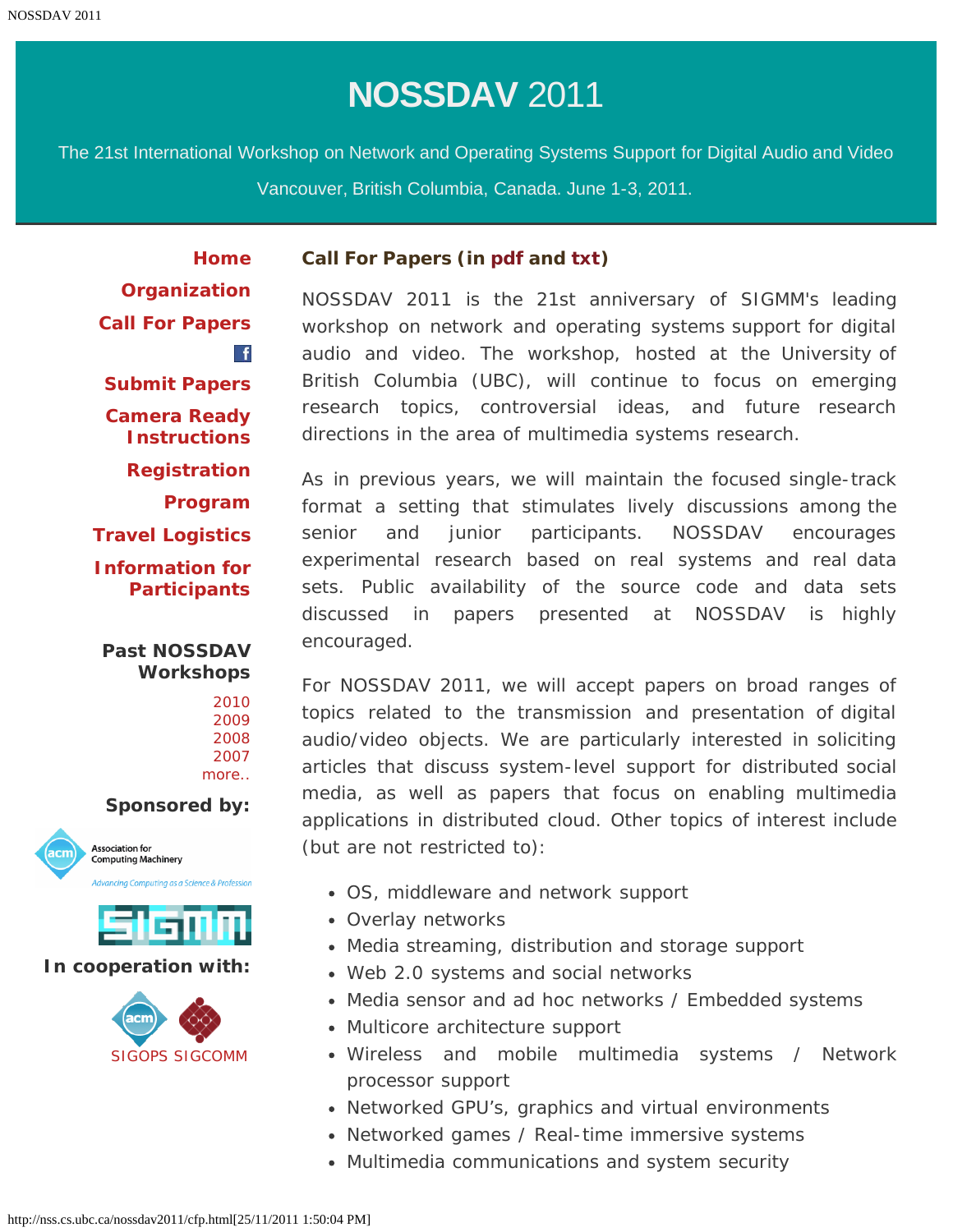# NOSSDAV 2011

The 21st International Workshop on Network and Operating Systems Support for Digital Audio and Video

Vancouver, British Columbia, Canada. June 1-3, 2011.

- Home
- Organization
- Call For Papers
- Submit Papers
- Camera Ready Instructions
- Registration
- Program
- Travel Logistics
- Information for Participants

**Past NOSSDAV Workshops**

- 2010
- 2009
- 2008
- 2007
- more..

**Sponsored by:**

**In cooperation with:**

SIGOPS SIGCOMM

## Call For Papers (in pdf and txt)

NOSSDAV 2011 is the 21st anniversary of SIGMM's leading workshop on network and operating systems support for digital audio and video. The workshop, hosted at the University of British Columbia (UBC), will continue to focus on emerging research topics, controversial ideas, and future research directions in the area of multimedia systems research.

As in previous years, we will maintain the focused single-track format a setting that stimulates lively discussions among the senior and junior participants. NOSSDAV encourages experimental research based on real systems and real data sets. Public availability of the source code and data sets discussed in papers presented at NOSSDAV is highly encouraged.

For NOSSDAV 2011, we will accept papers on broad ranges of topics related to the transmission and presentation of digital audio/video objects. We are particularly interested in soliciting articles that discuss system-level support for distributed social media, as well as papers that focus on enabling multimedia applications in distributed cloud. Other topics of interest include (but are not restricted to):

- OS, middleware and network support
- Overlay networks
- Media streaming, distribution and storage support
- Web 2.0 systems and social networks
- Media sensor and ad hoc networks / Embedded systems
- Multicore architecture support
- Wireless and mobile multimedia systems / Network processor support
- Networked GPU's, graphics and virtual environments
- Networked games / Real-time immersive systems
- Multimedia communications and system security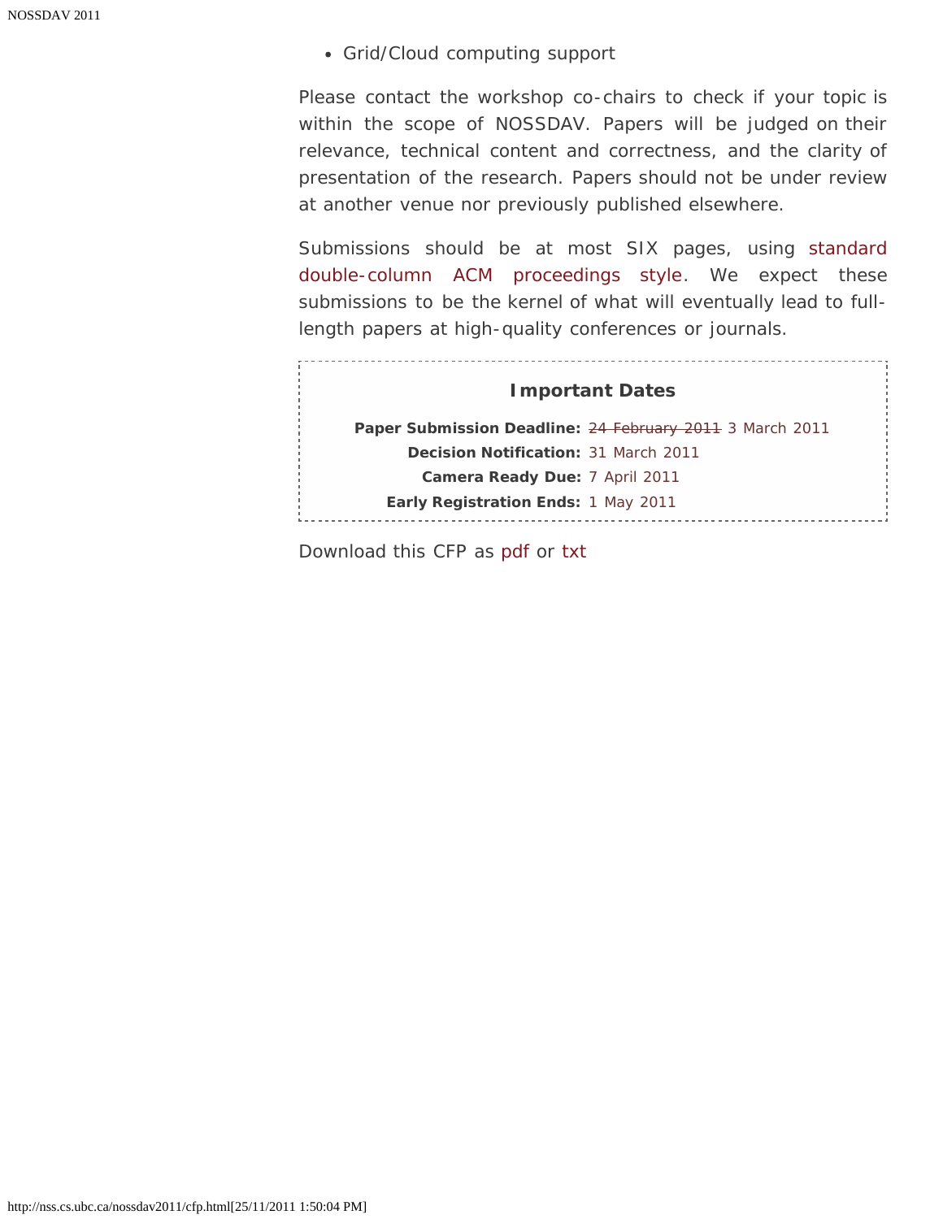- Grid/Cloud computing support

Please contact the workshop co-chairs to check if your topic is within the scope of NOSSDAV. Papers will be judged on their relevance, technical content and correctness, and the clarity of presentation of the research. Papers should not be under review at another venue nor previously published elsewhere.

Submissions should be at most SIX pages, using standard double-column ACM proceedings style. We expect these submissions to be the kernel of what will eventually lead to full-length papers at high-quality conferences or journals.

### Important Dates

**Paper Submission Deadline:** ~~24 February 2011~~ 3 March 2011
**Decision Notification:** 31 March 2011
**Camera Ready Due:** 7 April 2011
**Early Registration Ends:** 1 May 2011

Download this CFP as pdf or txt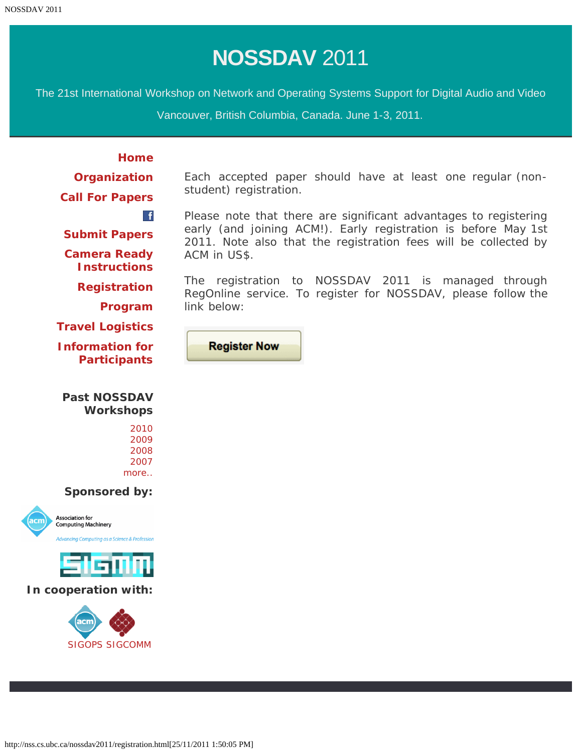# NOSSDAV 2011

The 21st International Workshop on Network and Operating Systems Support for Digital Audio and Video

Vancouver, British Columbia, Canada. June 1-3, 2011.

**Home**

**Organization**

**Call For Papers**

**Submit Papers**

**Camera Ready Instructions**

**Registration**

**Program**

**Travel Logistics**

**Information for Participants**

**Past NOSSDAV Workshops**

2010
2009
2008
2007
more..

**Sponsored by:**

**In cooperation with:**

SIGOPS SIGCOMM

Each accepted paper should have at least one regular (non-student) registration.

Please note that there are significant advantages to registering early (and joining ACM!). Early registration is before May 1st 2011. Note also that the registration fees will be collected by ACM in US$.

The registration to NOSSDAV 2011 is managed through RegOnline service. To register for NOSSDAV, please follow the link below:

Register Now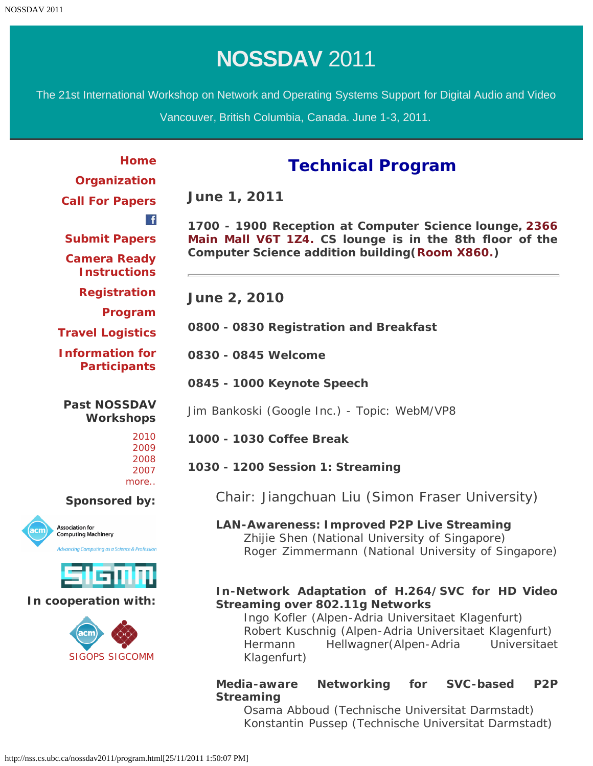# NOSSDAV 2011

The 21st International Workshop on Network and Operating Systems Support for Digital Audio and Video

Vancouver, British Columbia, Canada. June 1-3, 2011.

**Home**

**Organization**

**Call For Papers**

**Submit Papers**

**Camera Ready Instructions**

**Registration**

**Program**

**Travel Logistics**

**Information for Participants**

**Past NOSSDAV Workshops**

2010
2009
2008
2007
more..

**Sponsored by:**

**In cooperation with:**

SIGOPS SIGCOMM

## Technical Program

### June 1, 2011

**1700 - 1900 Reception at Computer Science lounge, 2366 Main Mall V6T 1Z4. CS lounge is in the 8th floor of the Computer Science addition building(Room X860.)**

---

### June 2, 2010

**0800 - 0830 Registration and Breakfast**

**0830 - 0845 Welcome**

**0845 - 1000 Keynote Speech**

Jim Bankoski (Google Inc.) - Topic: WebM/VP8

**1000 - 1030 Coffee Break**

**1030 - 1200 Session 1: Streaming**

Chair: Jiangchuan Liu (Simon Fraser University)

**LAN-Awareness: Improved P2P Live Streaming**
Zhijie Shen (National University of Singapore)
Roger Zimmermann (National University of Singapore)

**In-Network Adaptation of H.264/SVC for HD Video Streaming over 802.11g Networks**
Ingo Kofler (Alpen-Adria Universitaet Klagenfurt)
Robert Kuschnig (Alpen-Adria Universitaet Klagenfurt)
Hermann Hellwagner(Alpen-Adria Universitaet Klagenfurt)

**Media-aware Networking for SVC-based P2P Streaming**
Osama Abboud (Technische Universitat Darmstadt)
Konstantin Pussep (Technische Universitat Darmstadt)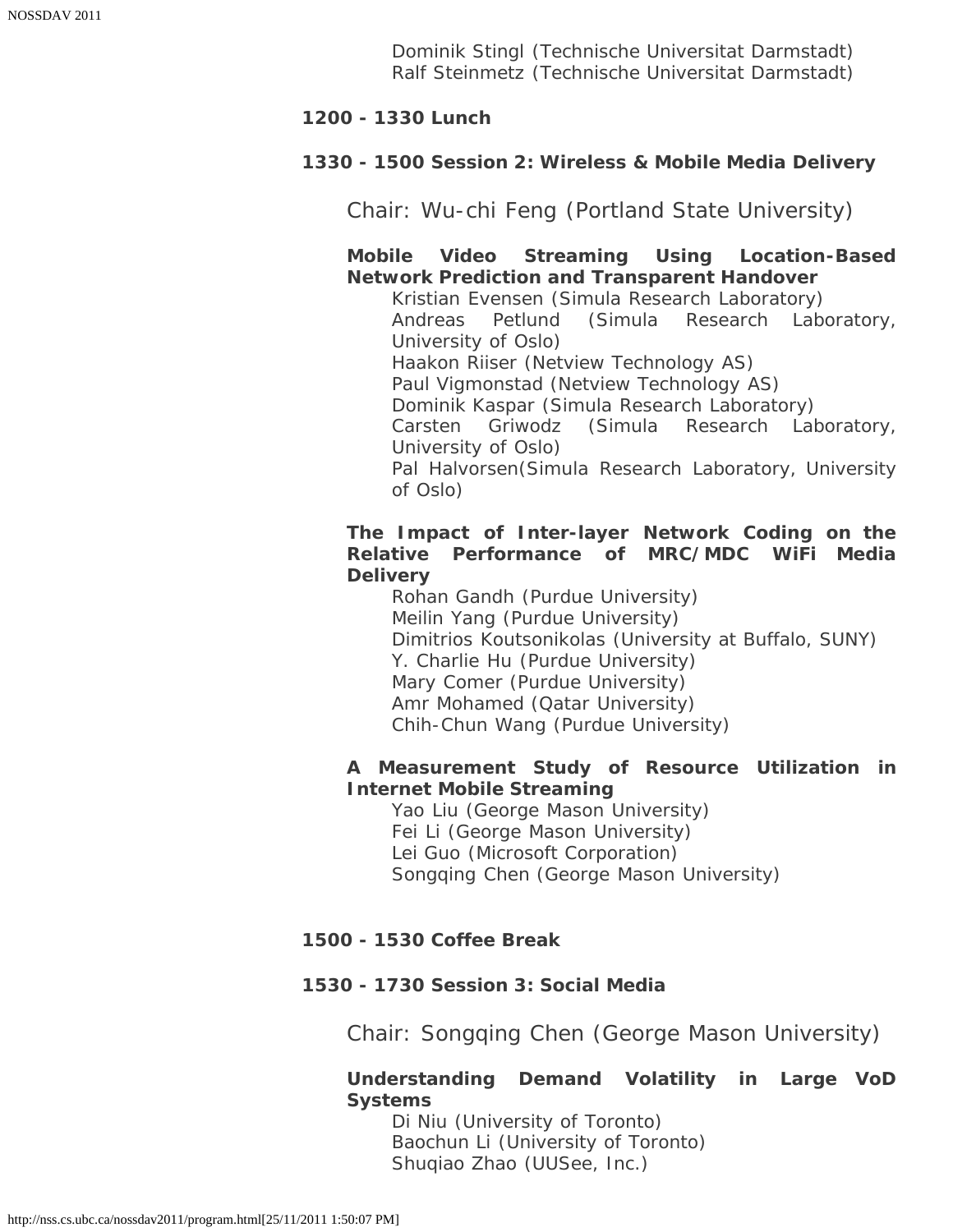Dominik Stingl (Technische Universitat Darmstadt)
Ralf Steinmetz (Technische Universitat Darmstadt)

**1200 - 1330 Lunch**

**1330 - 1500 Session 2: Wireless & Mobile Media Delivery**

Chair: Wu-chi Feng (Portland State University)

**Mobile Video Streaming Using Location-Based Network Prediction and Transparent Handover**

Kristian Evensen (Simula Research Laboratory)
Andreas Petlund (Simula Research Laboratory, University of Oslo)
Haakon Riiser (Netview Technology AS)
Paul Vigmonstad (Netview Technology AS)
Dominik Kaspar (Simula Research Laboratory)
Carsten Griwodz (Simula Research Laboratory, University of Oslo)
Pal Halvorsen(Simula Research Laboratory, University of Oslo)

**The Impact of Inter-layer Network Coding on the Relative Performance of MRC/MDC WiFi Media Delivery**

Rohan Gandh (Purdue University)
Meilin Yang (Purdue University)
Dimitrios Koutsonikolas (University at Buffalo, SUNY)
Y. Charlie Hu (Purdue University)
Mary Comer (Purdue University)
Amr Mohamed (Qatar University)
Chih-Chun Wang (Purdue University)

**A Measurement Study of Resource Utilization in Internet Mobile Streaming**

Yao Liu (George Mason University)
Fei Li (George Mason University)
Lei Guo (Microsoft Corporation)
Songqing Chen (George Mason University)

**1500 - 1530 Coffee Break**

**1530 - 1730 Session 3: Social Media**

Chair: Songqing Chen (George Mason University)

**Understanding Demand Volatility in Large VoD Systems**

Di Niu (University of Toronto)
Baochun Li (University of Toronto)
Shuqiao Zhao (UUSee, Inc.)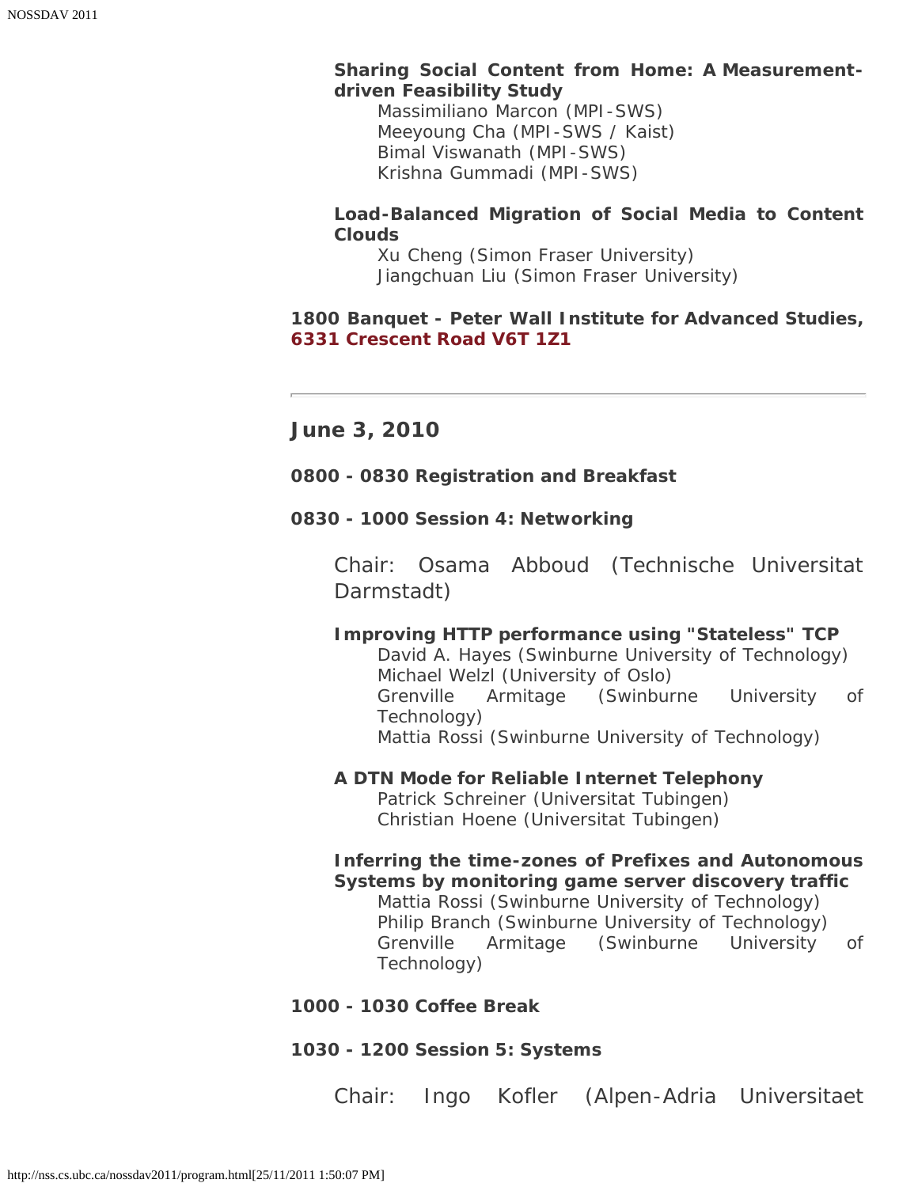**Sharing Social Content from Home: A Measurement-driven Feasibility Study**
Massimiliano Marcon (MPI-SWS)
Meeyoung Cha (MPI-SWS / Kaist)
Bimal Viswanath (MPI-SWS)
Krishna Gummadi (MPI-SWS)

**Load-Balanced Migration of Social Media to Content Clouds**
Xu Cheng (Simon Fraser University)
Jiangchuan Liu (Simon Fraser University)

**1800 Banquet - Peter Wall Institute for Advanced Studies, 6331 Crescent Road V6T 1Z1**

---

## June 3, 2010

**0800 - 0830 Registration and Breakfast**

**0830 - 1000 Session 4: Networking**

Chair: Osama Abboud (Technische Universitat Darmstadt)

**Improving HTTP performance using "Stateless" TCP**
David A. Hayes (Swinburne University of Technology)
Michael Welzl (University of Oslo)
Grenville Armitage (Swinburne University of Technology)
Mattia Rossi (Swinburne University of Technology)

**A DTN Mode for Reliable Internet Telephony**
Patrick Schreiner (Universitat Tubingen)
Christian Hoene (Universitat Tubingen)

**Inferring the time-zones of Prefixes and Autonomous Systems by monitoring game server discovery traffic**
Mattia Rossi (Swinburne University of Technology)
Philip Branch (Swinburne University of Technology)
Grenville Armitage (Swinburne University of Technology)

**1000 - 1030 Coffee Break**

**1030 - 1200 Session 5: Systems**

Chair: Ingo Kofler (Alpen-Adria Universitaet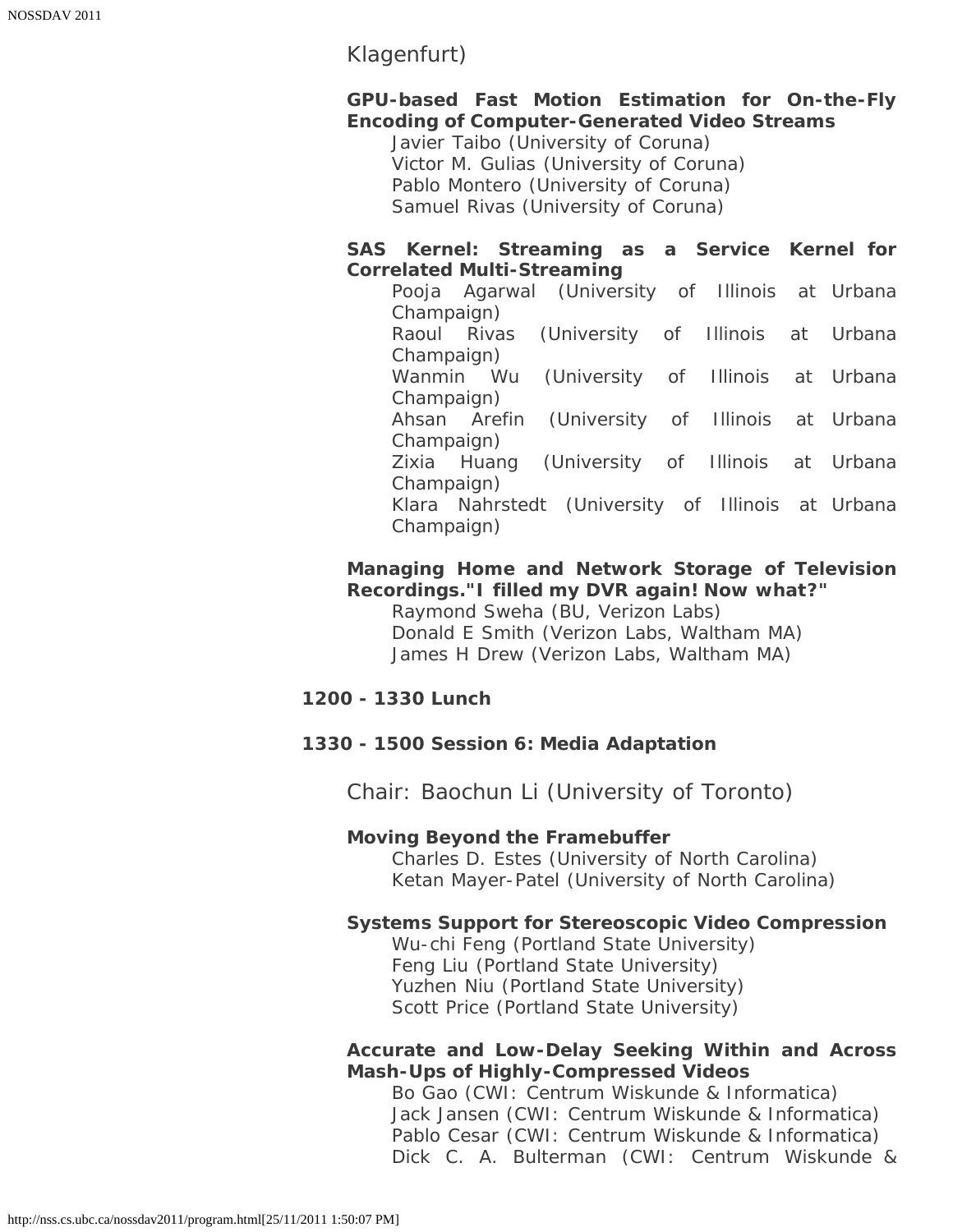Klagenfurt)

**GPU-based Fast Motion Estimation for On-the-Fly Encoding of Computer-Generated Video Streams**

Javier Taibo (University of Coruna)
Victor M. Gulias (University of Coruna)
Pablo Montero (University of Coruna)
Samuel Rivas (University of Coruna)

**SAS Kernel: Streaming as a Service Kernel for Correlated Multi-Streaming**

Pooja Agarwal (University of Illinois at Urbana Champaign)
Raoul Rivas (University of Illinois at Urbana Champaign)
Wanmin Wu (University of Illinois at Urbana Champaign)
Ahsan Arefin (University of Illinois at Urbana Champaign)
Zixia Huang (University of Illinois at Urbana Champaign)
Klara Nahrstedt (University of Illinois at Urbana Champaign)

**Managing Home and Network Storage of Television Recordings."I filled my DVR again! Now what?"**

Raymond Sweha (BU, Verizon Labs)
Donald E Smith (Verizon Labs, Waltham MA)
James H Drew (Verizon Labs, Waltham MA)

**1200 - 1330 Lunch**

**1330 - 1500 Session 6: Media Adaptation**

Chair: Baochun Li (University of Toronto)

**Moving Beyond the Framebuffer**

Charles D. Estes (University of North Carolina)
Ketan Mayer-Patel (University of North Carolina)

**Systems Support for Stereoscopic Video Compression**

Wu-chi Feng (Portland State University)
Feng Liu (Portland State University)
Yuzhen Niu (Portland State University)
Scott Price (Portland State University)

**Accurate and Low-Delay Seeking Within and Across Mash-Ups of Highly-Compressed Videos**

Bo Gao (CWI: Centrum Wiskunde & Informatica)
Jack Jansen (CWI: Centrum Wiskunde & Informatica)
Pablo Cesar (CWI: Centrum Wiskunde & Informatica)
Dick C. A. Bulterman (CWI: Centrum Wiskunde &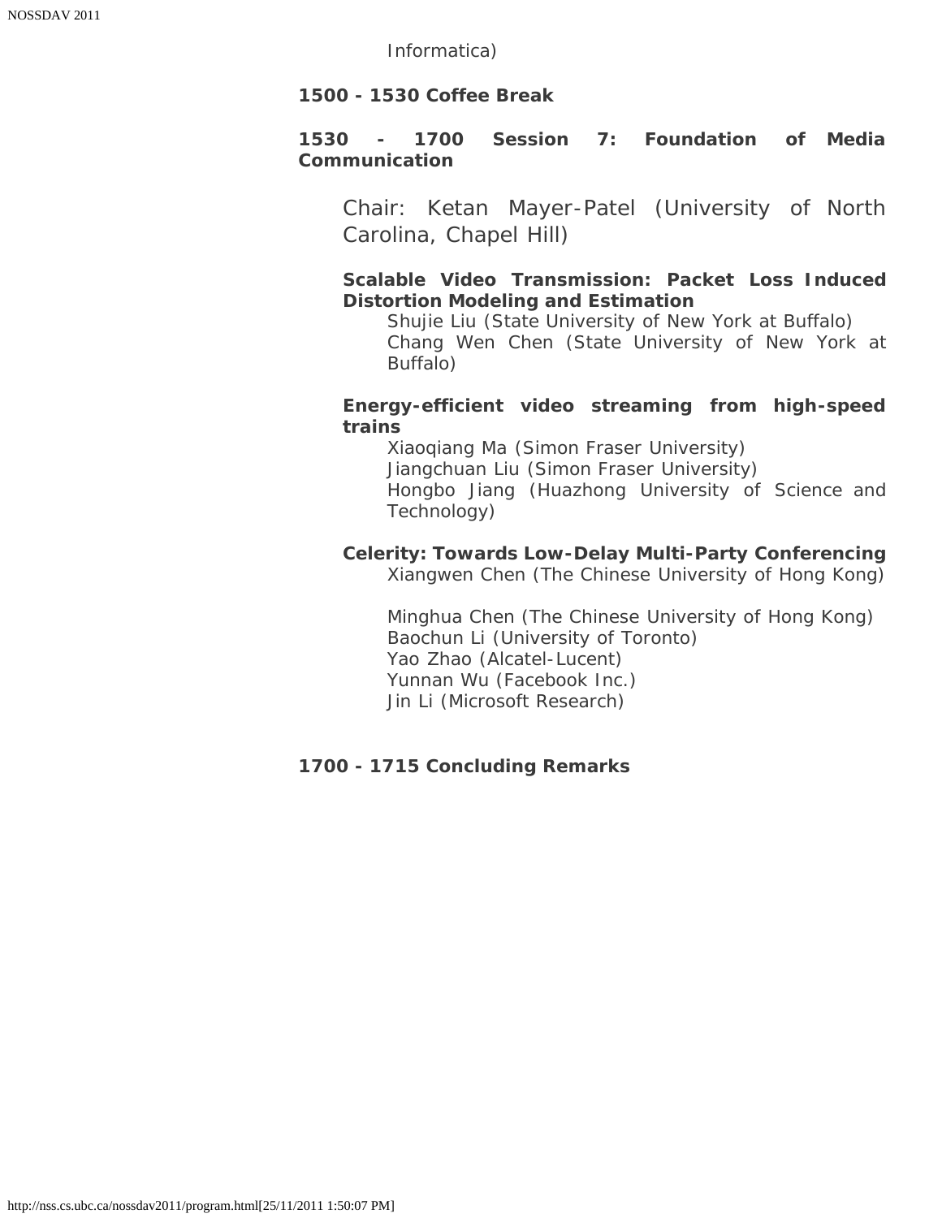Informatica)

**1500 - 1530 Coffee Break**

**1530 - 1700 Session 7: Foundation of Media Communication**

Chair: Ketan Mayer-Patel (University of North Carolina, Chapel Hill)

**Scalable Video Transmission: Packet Loss Induced Distortion Modeling and Estimation**
Shujie Liu (State University of New York at Buffalo)
Chang Wen Chen (State University of New York at Buffalo)

**Energy-efficient video streaming from high-speed trains**
Xiaoqiang Ma (Simon Fraser University)
Jiangchuan Liu (Simon Fraser University)
Hongbo Jiang (Huazhong University of Science and Technology)

**Celerity: Towards Low-Delay Multi-Party Conferencing**
Xiangwen Chen (The Chinese University of Hong Kong)

Minghua Chen (The Chinese University of Hong Kong)
Baochun Li (University of Toronto)
Yao Zhao (Alcatel-Lucent)
Yunnan Wu (Facebook Inc.)
Jin Li (Microsoft Research)

**1700 - 1715 Concluding Remarks**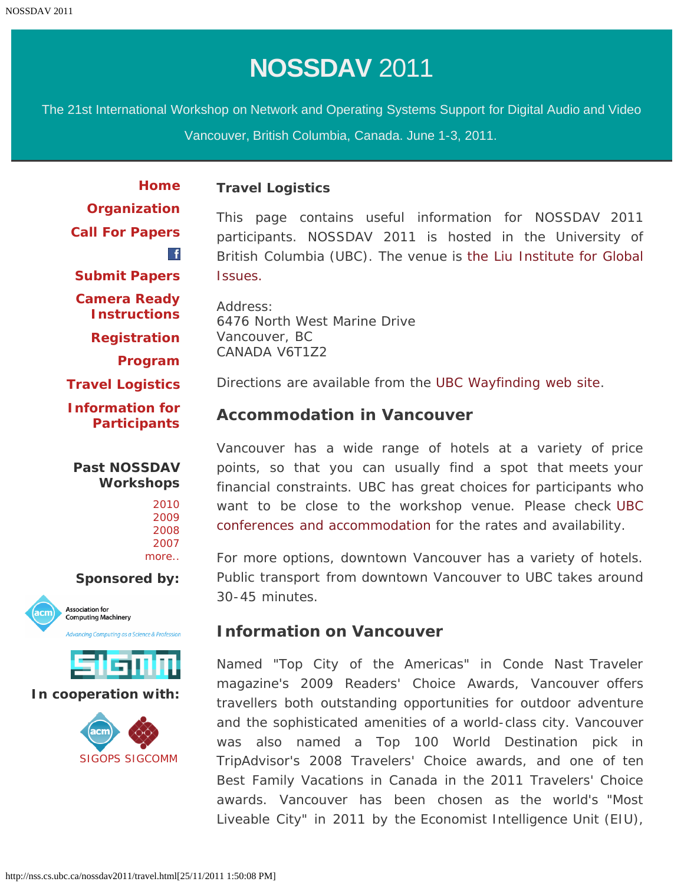# NOSSDAV 2011

The 21st International Workshop on Network and Operating Systems Support for Digital Audio and Video

Vancouver, British Columbia, Canada. June 1-3, 2011.

**Home**
**Organization**
**Call For Papers**
**Submit Papers**
**Camera Ready Instructions**
**Registration**
**Program**
**Travel Logistics**
**Information for Participants**

**Past NOSSDAV Workshops**

2010
2009
2008
2007
more..

**Sponsored by:**

**In cooperation with:**

SIGOPS SIGCOMM

### Travel Logistics

This page contains useful information for NOSSDAV 2011 participants. NOSSDAV 2011 is hosted in the University of British Columbia (UBC). The venue is the Liu Institute for Global Issues.

Address:
6476 North West Marine Drive
Vancouver, BC
CANADA V6T1Z2

Directions are available from the UBC Wayfinding web site.

## Accommodation in Vancouver

Vancouver has a wide range of hotels at a variety of price points, so that you can usually find a spot that meets your financial constraints. UBC has great choices for participants who want to be close to the workshop venue. Please check UBC conferences and accommodation for the rates and availability.

For more options, downtown Vancouver has a variety of hotels. Public transport from downtown Vancouver to UBC takes around 30-45 minutes.

## Information on Vancouver

Named "Top City of the Americas" in Conde Nast Traveler magazine's 2009 Readers' Choice Awards, Vancouver offers travellers both outstanding opportunities for outdoor adventure and the sophisticated amenities of a world-class city. Vancouver was also named a Top 100 World Destination pick in TripAdvisor's 2008 Travelers' Choice awards, and one of ten Best Family Vacations in Canada in the 2011 Travelers' Choice awards. Vancouver has been chosen as the world's "Most Liveable City" in 2011 by the Economist Intelligence Unit (EIU),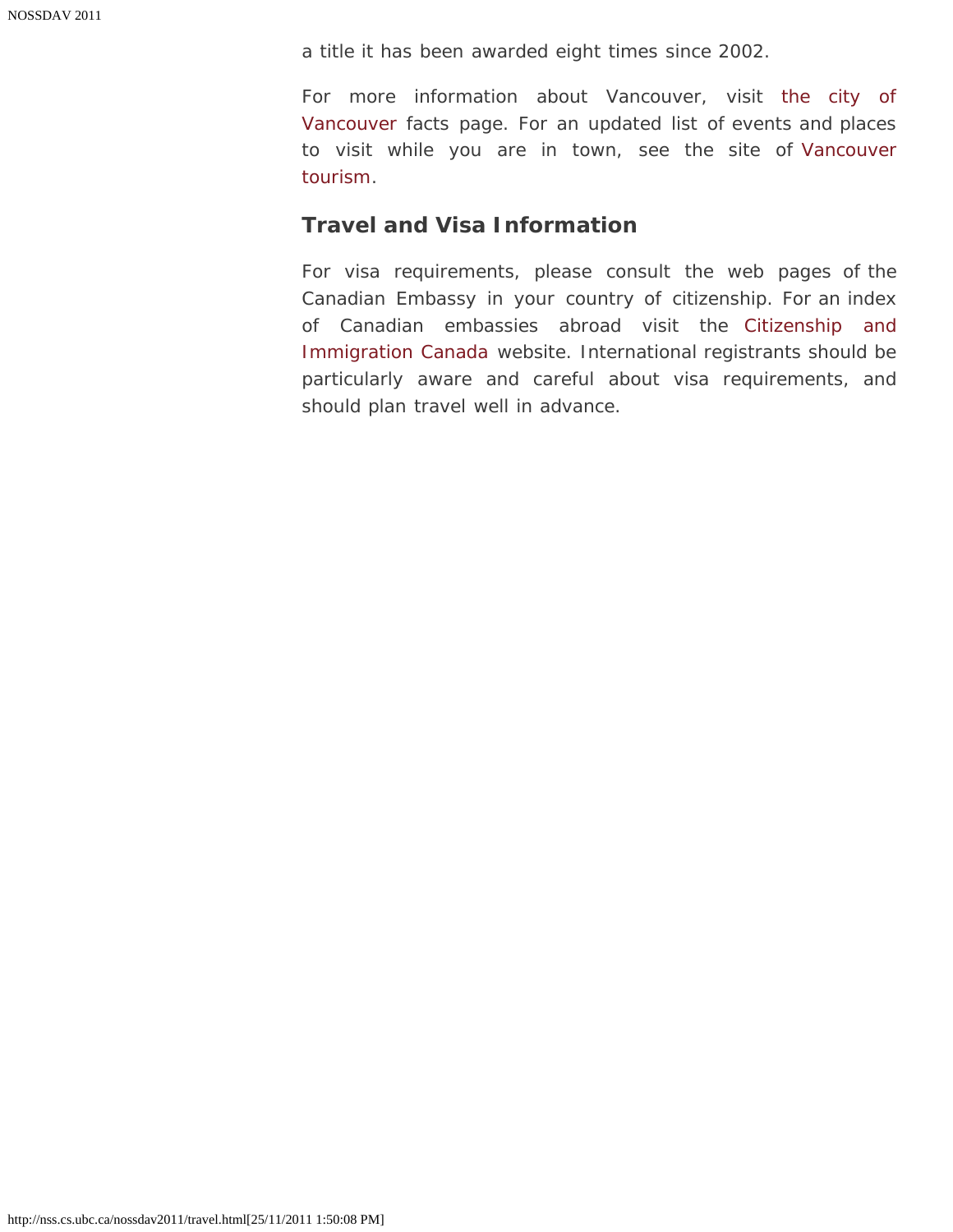a title it has been awarded eight times since 2002.

For more information about Vancouver, visit the city of Vancouver facts page. For an updated list of events and places to visit while you are in town, see the site of Vancouver tourism.

## Travel and Visa Information

For visa requirements, please consult the web pages of the Canadian Embassy in your country of citizenship. For an index of Canadian embassies abroad visit the Citizenship and Immigration Canada website. International registrants should be particularly aware and careful about visa requirements, and should plan travel well in advance.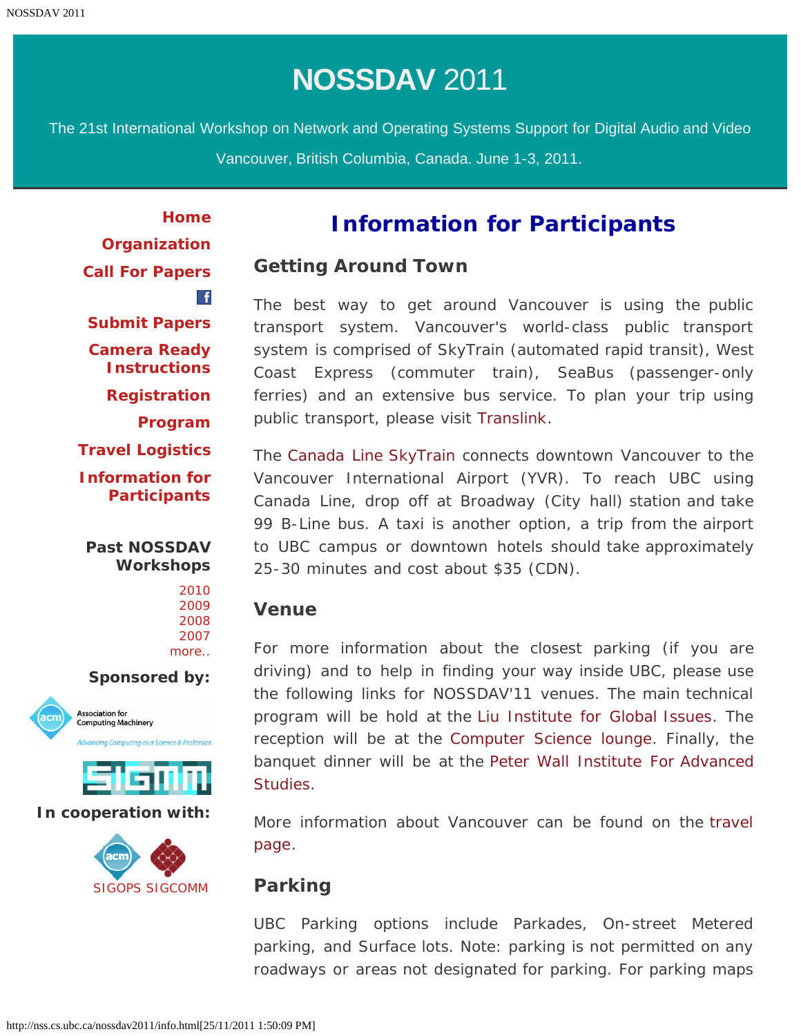# NOSSDAV 2011

The 21st International Workshop on Network and Operating Systems Support for Digital Audio and Video

Vancouver, British Columbia, Canada. June 1-3, 2011.

- Home
- Organization
- Call For Papers
- Submit Papers
- Camera Ready Instructions
- Registration
- Program
- Travel Logistics
- Information for Participants

**Past NOSSDAV Workshops**

2010
2009
2008
2007
more..

**Sponsored by:**

**In cooperation with:**

SIGOPS SIGCOMM

## Information for Participants

### Getting Around Town

The best way to get around Vancouver is using the public transport system. Vancouver's world-class public transport system is comprised of SkyTrain (automated rapid transit), West Coast Express (commuter train), SeaBus (passenger-only ferries) and an extensive bus service. To plan your trip using public transport, please visit Translink.

The Canada Line SkyTrain connects downtown Vancouver to the Vancouver International Airport (YVR). To reach UBC using Canada Line, drop off at Broadway (City hall) station and take 99 B-Line bus. A taxi is another option, a trip from the airport to UBC campus or downtown hotels should take approximately 25-30 minutes and cost about $35 (CDN).

### Venue

For more information about the closest parking (if you are driving) and to help in finding your way inside UBC, please use the following links for NOSSDAV'11 venues. The main technical program will be hold at the Liu Institute for Global Issues. The reception will be at the Computer Science lounge. Finally, the banquet dinner will be at the Peter Wall Institute For Advanced Studies.

More information about Vancouver can be found on the travel page.

### Parking

UBC Parking options include Parkades, On-street Metered parking, and Surface lots. Note: parking is not permitted on any roadways or areas not designated for parking. For parking maps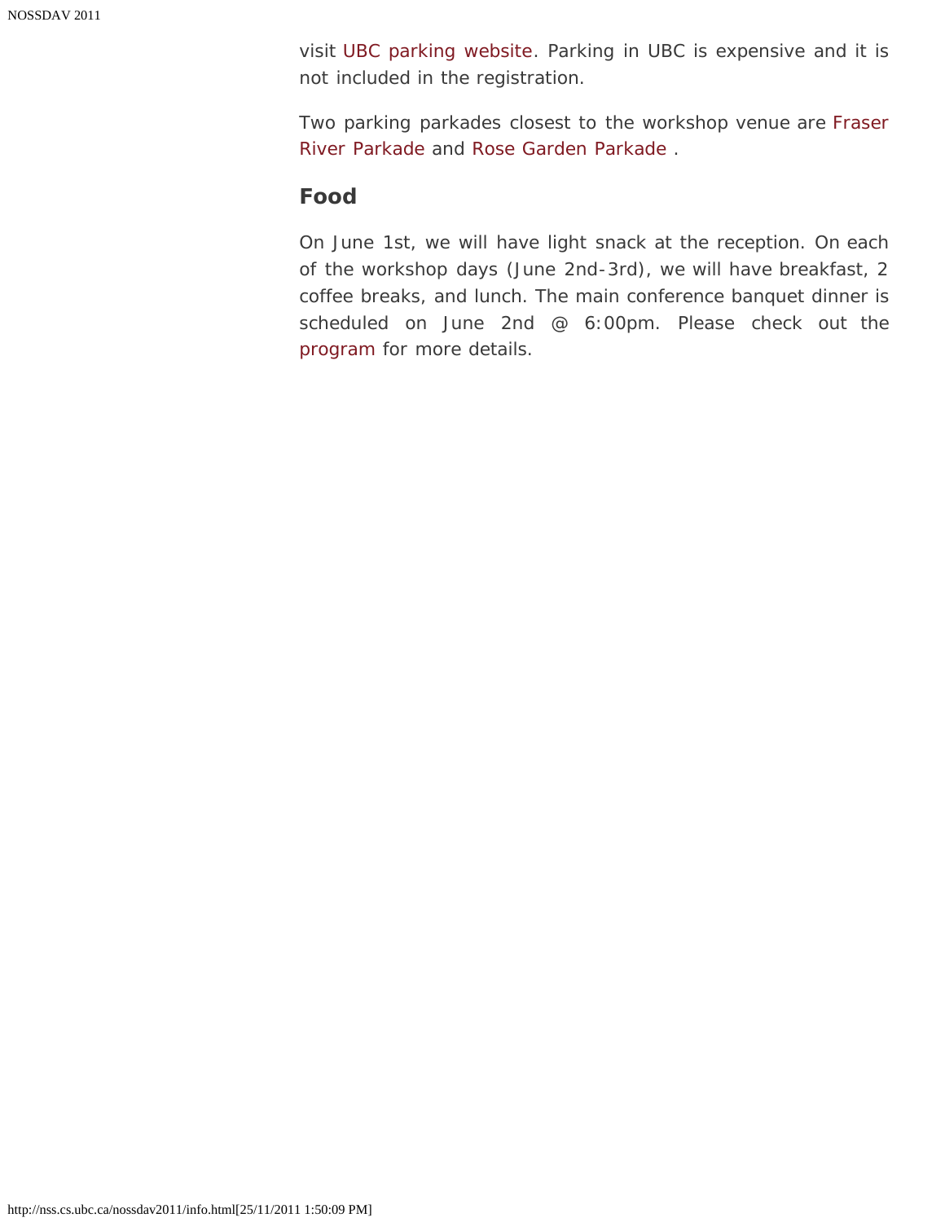visit UBC parking website. Parking in UBC is expensive and it is not included in the registration.

Two parking parkades closest to the workshop venue are Fraser River Parkade and Rose Garden Parkade .

### Food

On June 1st, we will have light snack at the reception. On each of the workshop days (June 2nd-3rd), we will have breakfast, 2 coffee breaks, and lunch. The main conference banquet dinner is scheduled on June 2nd @ 6:00pm. Please check out the program for more details.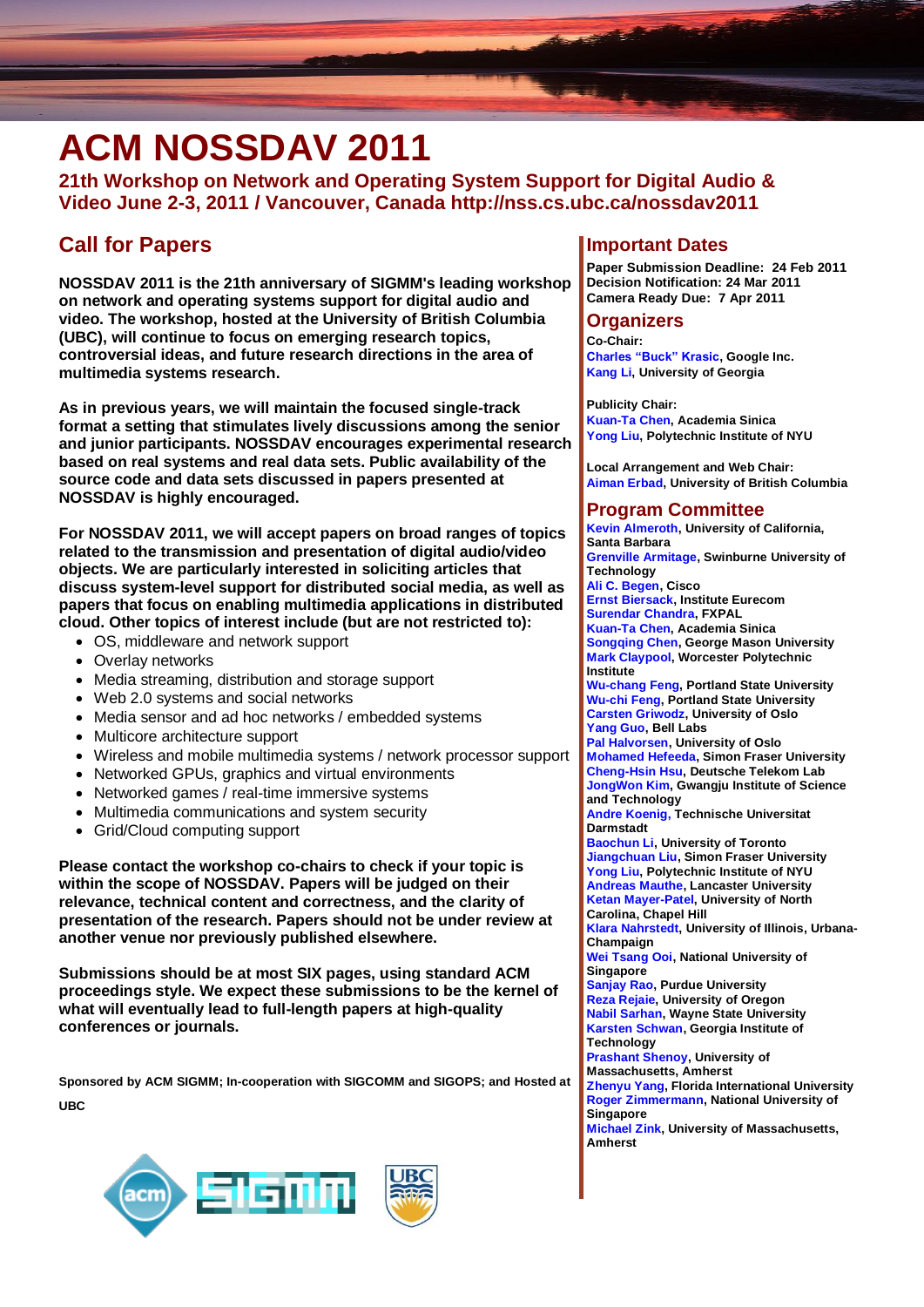# ACM NOSSDAV 2011

**21th Workshop on Network and Operating System Support for Digital Audio & Video June 2-3, 2011 / Vancouver, Canada http://nss.cs.ubc.ca/nossdav2011**

## Call for Papers

**NOSSDAV 2011 is the 21th anniversary of SIGMM's leading workshop on network and operating systems support for digital audio and video. The workshop, hosted at the University of British Columbia (UBC), will continue to focus on emerging research topics, controversial ideas, and future research directions in the area of multimedia systems research.**

**As in previous years, we will maintain the focused single-track format a setting that stimulates lively discussions among the senior and junior participants. NOSSDAV encourages experimental research based on real systems and real data sets. Public availability of the source code and data sets discussed in papers presented at NOSSDAV is highly encouraged.**

**For NOSSDAV 2011, we will accept papers on broad ranges of topics related to the transmission and presentation of digital audio/video objects. We are particularly interested in soliciting articles that discuss system-level support for distributed social media, as well as papers that focus on enabling multimedia applications in distributed cloud. Other topics of interest include (but are not restricted to):**

- OS, middleware and network support
- Overlay networks
- Media streaming, distribution and storage support
- Web 2.0 systems and social networks
- Media sensor and ad hoc networks / embedded systems
- Multicore architecture support
- Wireless and mobile multimedia systems / network processor support
- Networked GPUs, graphics and virtual environments
- Networked games / real-time immersive systems
- Multimedia communications and system security
- Grid/Cloud computing support

**Please contact the workshop co-chairs to check if your topic is within the scope of NOSSDAV. Papers will be judged on their relevance, technical content and correctness, and the clarity of presentation of the research. Papers should not be under review at another venue nor previously published elsewhere.**

**Submissions should be at most SIX pages, using standard ACM proceedings style. We expect these submissions to be the kernel of what will eventually lead to full-length papers at high-quality conferences or journals.**

**Sponsored by ACM SIGMM; In-cooperation with SIGCOMM and SIGOPS; and Hosted at UBC**

## Important Dates

**Paper Submission Deadline: 24 Feb 2011**
**Decision Notification: 24 Mar 2011**
**Camera Ready Due: 7 Apr 2011**

## Organizers

**Co-Chair:**
**Charles "Buck" Krasic, Google Inc.**
**Kang Li, University of Georgia**

**Publicity Chair:**
**Kuan-Ta Chen, Academia Sinica**
**Yong Liu, Polytechnic Institute of NYU**

**Local Arrangement and Web Chair:**
**Aiman Erbad, University of British Columbia**

## Program Committee

**Kevin Almeroth, University of California, Santa Barbara**
**Grenville Armitage, Swinburne University of Technology**
**Ali C. Begen, Cisco**
**Ernst Biersack, Institute Eurecom**
**Surendar Chandra, FXPAL**
**Kuan-Ta Chen, Academia Sinica**
**Songqing Chen, George Mason University**
**Mark Claypool, Worcester Polytechnic Institute**
**Wu-chang Feng, Portland State University**
**Wu-chi Feng, Portland State University**
**Carsten Griwodz, University of Oslo**
**Yang Guo, Bell Labs**
**Pal Halvorsen, University of Oslo**
**Mohamed Hefeeda, Simon Fraser University**
**Cheng-Hsin Hsu, Deutsche Telekom Lab**
**JongWon Kim, Gwangju Institute of Science and Technology**
**Andre Koenig, Technische Universitat Darmstadt**
**Baochun Li, University of Toronto**
**Jiangchuan Liu, Simon Fraser University**
**Yong Liu, Polytechnic Institute of NYU**
**Andreas Mauthe, Lancaster University**
**Ketan Mayer-Patel, University of North Carolina, Chapel Hill**
**Klara Nahrstedt, University of Illinois, Urbana-Champaign**
**Wei Tsang Ooi, National University of Singapore**
**Sanjay Rao, Purdue University**
**Reza Rejaie, University of Oregon**
**Nabil Sarhan, Wayne State University**
**Karsten Schwan, Georgia Institute of Technology**
**Prashant Shenoy, University of Massachusetts, Amherst**
**Zhenyu Yang, Florida International University**
**Roger Zimmermann, National University of Singapore**
**Michael Zink, University of Massachusetts, Amherst**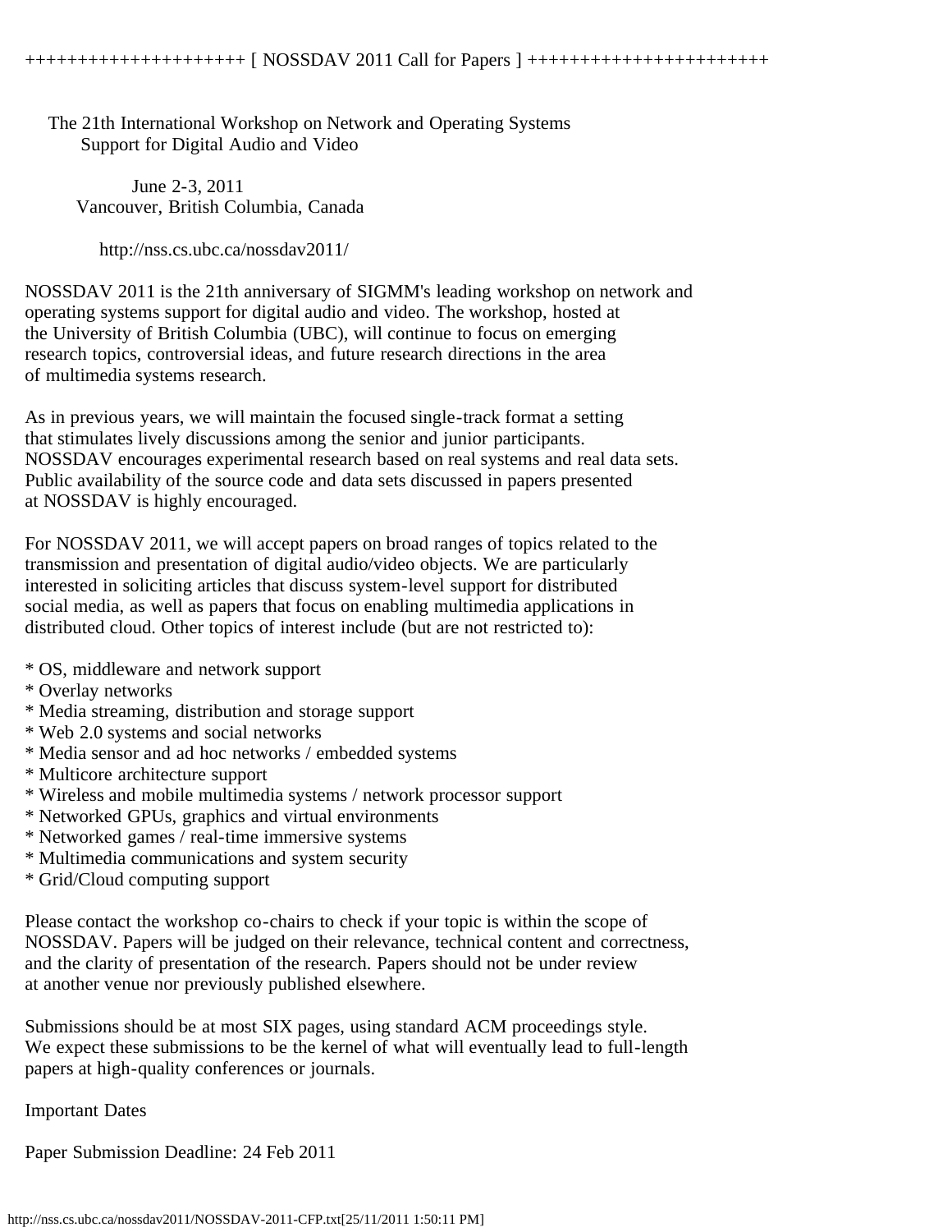+++++++++++++++++++++ [ NOSSDAV 2011 Call for Papers ] +++++++++++++++++++++++

The 21th International Workshop on Network and Operating Systems Support for Digital Audio and Video

June 2-3, 2011
Vancouver, British Columbia, Canada

http://nss.cs.ubc.ca/nossdav2011/

NOSSDAV 2011 is the 21th anniversary of SIGMM's leading workshop on network and operating systems support for digital audio and video. The workshop, hosted at the University of British Columbia (UBC), will continue to focus on emerging research topics, controversial ideas, and future research directions in the area of multimedia systems research.

As in previous years, we will maintain the focused single-track format a setting that stimulates lively discussions among the senior and junior participants. NOSSDAV encourages experimental research based on real systems and real data sets. Public availability of the source code and data sets discussed in papers presented at NOSSDAV is highly encouraged.

For NOSSDAV 2011, we will accept papers on broad ranges of topics related to the transmission and presentation of digital audio/video objects. We are particularly interested in soliciting articles that discuss system-level support for distributed social media, as well as papers that focus on enabling multimedia applications in distributed cloud. Other topics of interest include (but are not restricted to):

* OS, middleware and network support
* Overlay networks
* Media streaming, distribution and storage support
* Web 2.0 systems and social networks
* Media sensor and ad hoc networks / embedded systems
* Multicore architecture support
* Wireless and mobile multimedia systems / network processor support
* Networked GPUs, graphics and virtual environments
* Networked games / real-time immersive systems
* Multimedia communications and system security
* Grid/Cloud computing support

Please contact the workshop co-chairs to check if your topic is within the scope of NOSSDAV. Papers will be judged on their relevance, technical content and correctness, and the clarity of presentation of the research. Papers should not be under review at another venue nor previously published elsewhere.

Submissions should be at most SIX pages, using standard ACM proceedings style. We expect these submissions to be the kernel of what will eventually lead to full-length papers at high-quality conferences or journals.

Important Dates

Paper Submission Deadline: 24 Feb 2011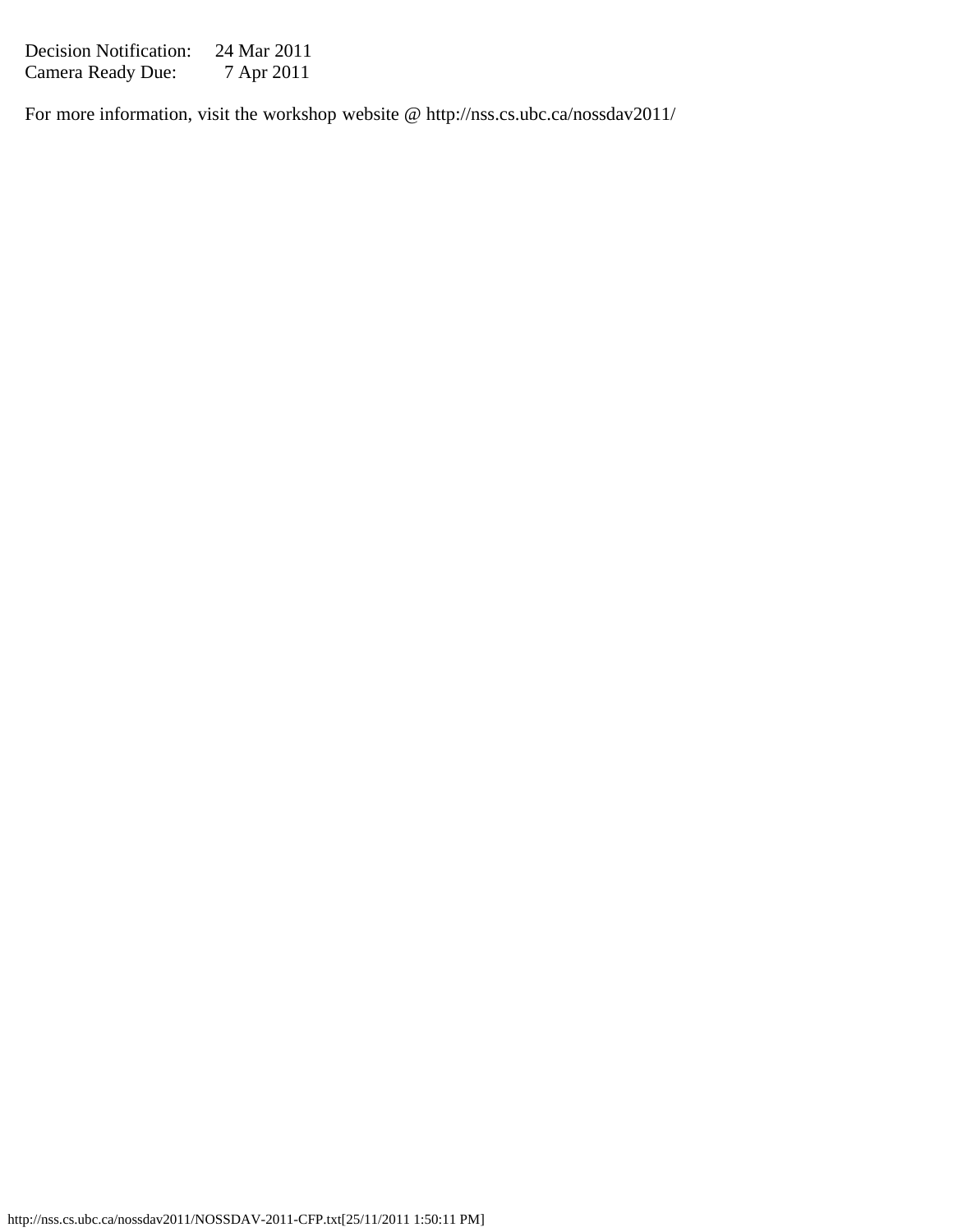Decision Notification:     24 Mar 2011
Camera Ready Due:           7 Apr 2011

For more information, visit the workshop website @ http://nss.cs.ubc.ca/nossdav2011/